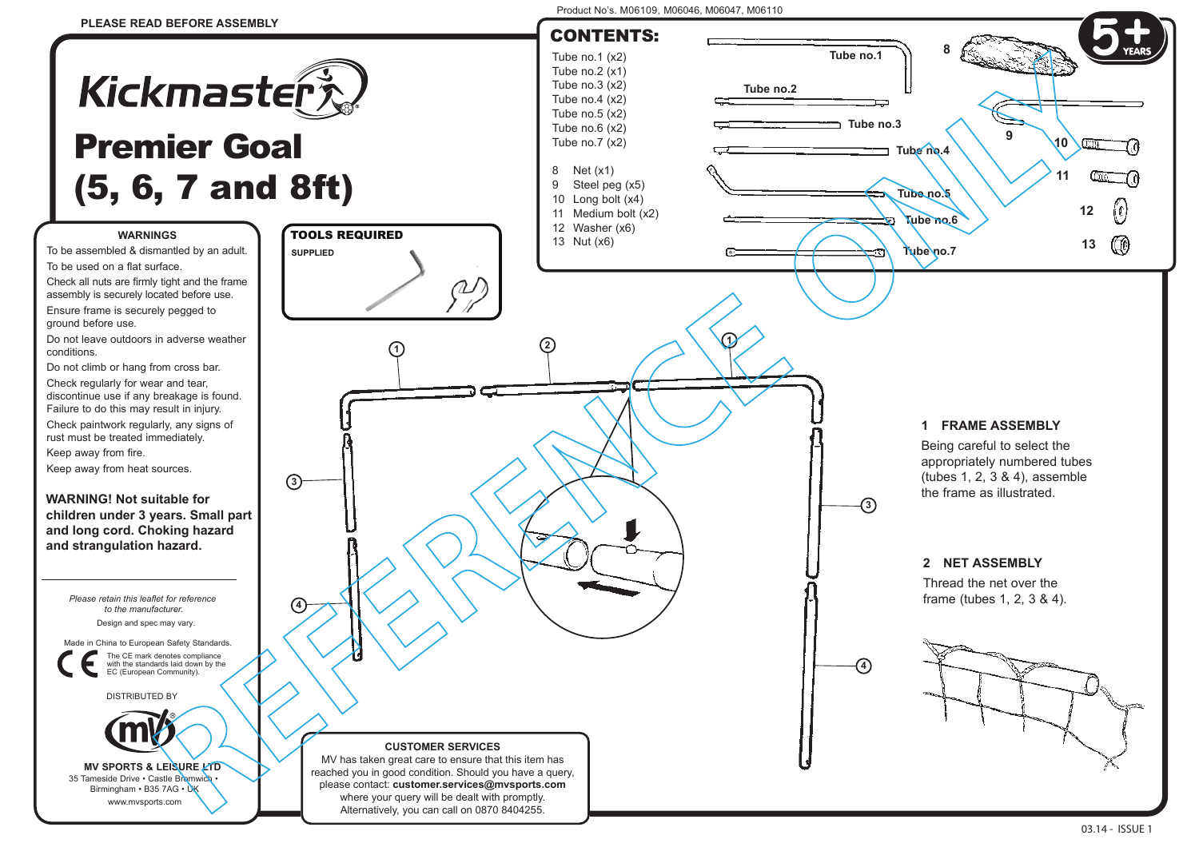PLEASE READ BEFORE ASSEMBLY

Product No's. M06109, M06046, M06047, M06110

# Kickmaster

# Premier Goal (5, 6, 7 and 8ft)

5+ YEARS

## CONTENTS:

- Tube no.1 (x2)
- Tube no.2 (x1)
- Tube no.3 (x2)
- Tube no.4 (x2)
- Tube no.5 (x2)
- Tube no.6 (x2)
- Tube no.7 (x2)

8 Net (x1)
9 Steel peg (x5)
10 Long bolt (x4)
11 Medium bolt (x2)
12 Washer (x6)
13 Nut (x6)

## WARNINGS

To be assembled & dismantled by an adult.

To be used on a flat surface.

Check all nuts are firmly tight and the frame assembly is securely located before use.

Ensure frame is securely pegged to ground before use.

Do not leave outdoors in adverse weather conditions.

Do not climb or hang from cross bar.

Check regularly for wear and tear, discontinue use if any breakage is found. Failure to do this may result in injury.

Check paintwork regularly, any signs of rust must be treated immediately.

Keep away from fire.

Keep away from heat sources.

**WARNING! Not suitable for children under 3 years. Small part and long cord. Choking hazard and strangulation hazard.**

*Please retain this leaflet for reference to the manufacturer.*

Design and spec may vary.

Made in China to European Safety Standards.

The CE mark denotes compliance with the standards laid down by the EC (European Community).

DISTRIBUTED BY

**MV SPORTS & LEISURE LTD**
35 Tameside Drive • Castle Bromwich • Birmingham • B35 7AG • UK
www.mvsports.com

## TOOLS REQUIRED

SUPPLIED

## 1 FRAME ASSEMBLY

Being careful to select the appropriately numbered tubes (tubes 1, 2, 3 & 4), assemble the frame as illustrated.

## 2 NET ASSEMBLY

Thread the net over the frame (tubes 1, 2, 3 & 4).

### CUSTOMER SERVICES

MV has taken great care to ensure that this item has reached you in good condition. Should you have a query, please contact: **customer.services@mvsports.com** where your query will be dealt with promptly. Alternatively, you can call on 0870 8404255.

03.14 - ISSUE 1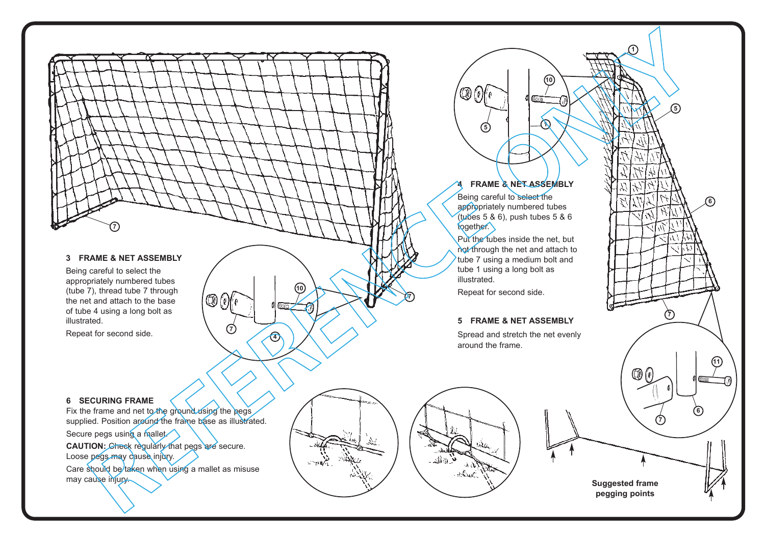## 3 FRAME & NET ASSEMBLY

Being careful to select the appropriately numbered tubes (tube 7), thread tube 7 through the net and attach to the base of tube 4 using a long bolt as illustrated.

Repeat for second side.

## 4 FRAME & NET ASSEMBLY

Being careful to select the appropriately numbered tubes (tubes 5 & 6), push tubes 5 & 6 together.

Put the tubes inside the net, but not through the net and attach to tube 7 using a medium bolt and tube 1 using a long bolt as illustrated.

Repeat for second side.

## 5 FRAME & NET ASSEMBLY

Spread and stretch the net evenly around the frame.

## 6 SECURING FRAME

Fix the frame and net to the ground using the pegs supplied. Position around the frame base as illustrated.

Secure pegs using a mallet.

**CAUTION:** Check regularly that pegs are secure. Loose pegs may cause injury.

Care should be taken when using a mallet as misuse may cause injury.

**Suggested frame pegging points**

REFERENCE ONLY